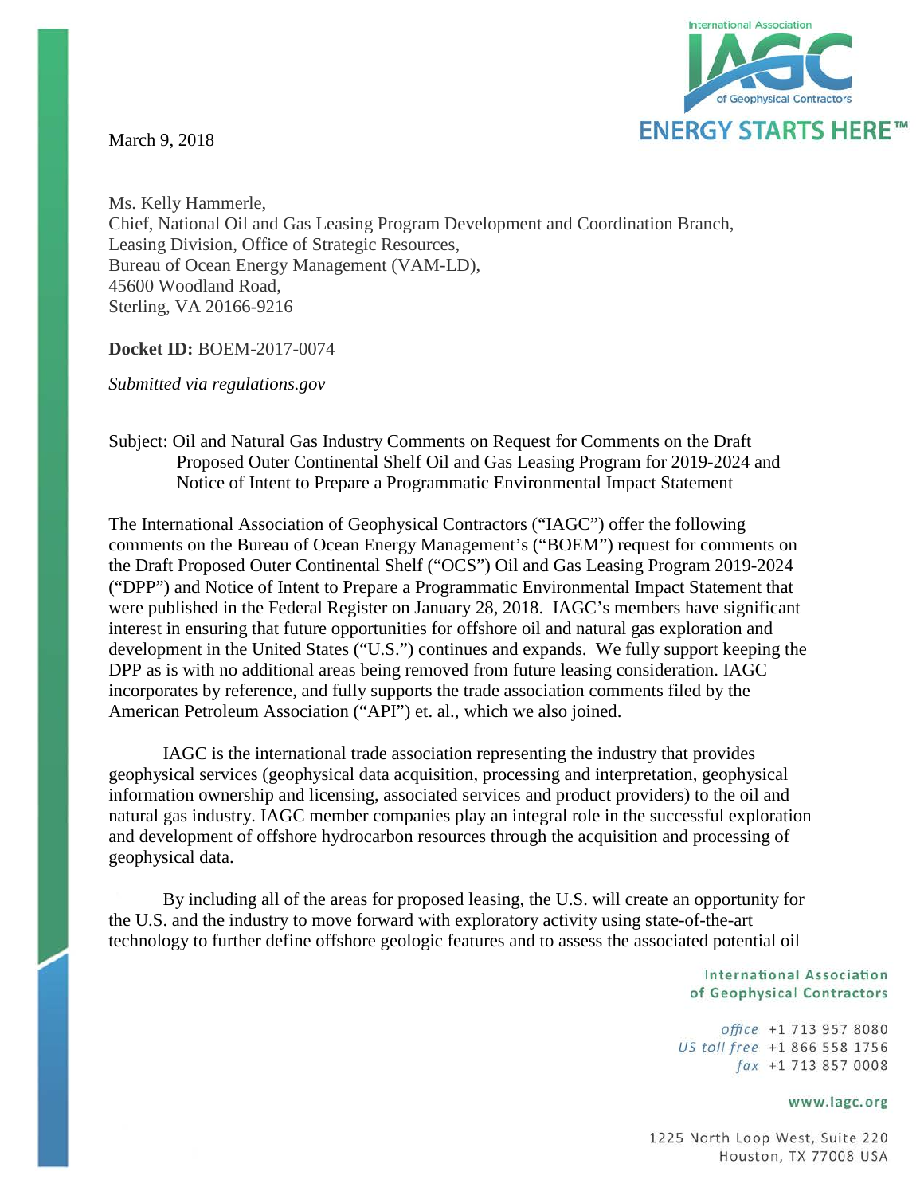March 9, 2018

Ms. Kelly Hammerle,
Chief, National Oil and Gas Leasing Program Development and Coordination Branch,
Leasing Division, Office of Strategic Resources,
Bureau of Ocean Energy Management (VAM-LD),
45600 Woodland Road,
Sterling, VA 20166-9216

**Docket ID:** BOEM-2017-0074

*Submitted via regulations.gov*

Subject: Oil and Natural Gas Industry Comments on Request for Comments on the Draft Proposed Outer Continental Shelf Oil and Gas Leasing Program for 2019-2024 and Notice of Intent to Prepare a Programmatic Environmental Impact Statement

The International Association of Geophysical Contractors ("IAGC") offer the following comments on the Bureau of Ocean Energy Management's ("BOEM") request for comments on the Draft Proposed Outer Continental Shelf ("OCS") Oil and Gas Leasing Program 2019-2024 ("DPP") and Notice of Intent to Prepare a Programmatic Environmental Impact Statement that were published in the Federal Register on January 28, 2018. IAGC's members have significant interest in ensuring that future opportunities for offshore oil and natural gas exploration and development in the United States ("U.S.") continues and expands. We fully support keeping the DPP as is with no additional areas being removed from future leasing consideration. IAGC incorporates by reference, and fully supports the trade association comments filed by the American Petroleum Association ("API") et. al., which we also joined.

IAGC is the international trade association representing the industry that provides geophysical services (geophysical data acquisition, processing and interpretation, geophysical information ownership and licensing, associated services and product providers) to the oil and natural gas industry. IAGC member companies play an integral role in the successful exploration and development of offshore hydrocarbon resources through the acquisition and processing of geophysical data.

By including all of the areas for proposed leasing, the U.S. will create an opportunity for the U.S. and the industry to move forward with exploratory activity using state-of-the-art technology to further define offshore geologic features and to assess the associated potential oil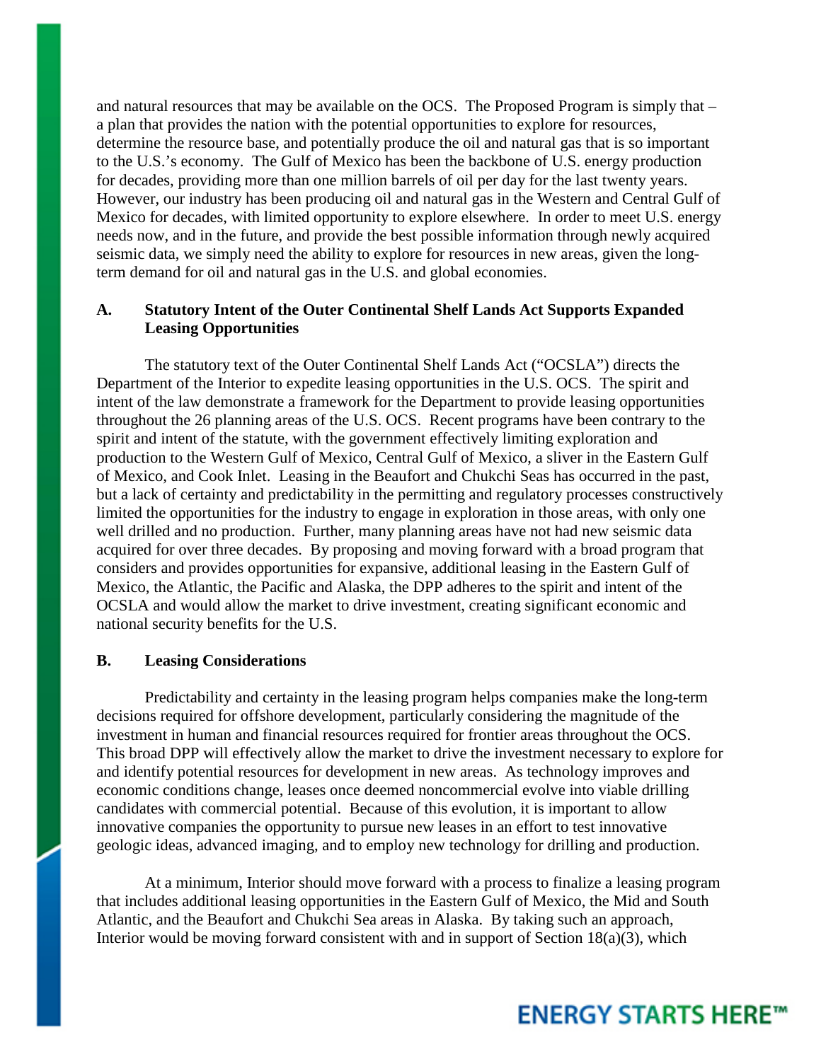and natural resources that may be available on the OCS. The Proposed Program is simply that – a plan that provides the nation with the potential opportunities to explore for resources, determine the resource base, and potentially produce the oil and natural gas that is so important to the U.S.'s economy. The Gulf of Mexico has been the backbone of U.S. energy production for decades, providing more than one million barrels of oil per day for the last twenty years. However, our industry has been producing oil and natural gas in the Western and Central Gulf of Mexico for decades, with limited opportunity to explore elsewhere. In order to meet U.S. energy needs now, and in the future, and provide the best possible information through newly acquired seismic data, we simply need the ability to explore for resources in new areas, given the long-term demand for oil and natural gas in the U.S. and global economies.

### A. Statutory Intent of the Outer Continental Shelf Lands Act Supports Expanded Leasing Opportunities

The statutory text of the Outer Continental Shelf Lands Act ("OCSLA") directs the Department of the Interior to expedite leasing opportunities in the U.S. OCS. The spirit and intent of the law demonstrate a framework for the Department to provide leasing opportunities throughout the 26 planning areas of the U.S. OCS. Recent programs have been contrary to the spirit and intent of the statute, with the government effectively limiting exploration and production to the Western Gulf of Mexico, Central Gulf of Mexico, a sliver in the Eastern Gulf of Mexico, and Cook Inlet. Leasing in the Beaufort and Chukchi Seas has occurred in the past, but a lack of certainty and predictability in the permitting and regulatory processes constructively limited the opportunities for the industry to engage in exploration in those areas, with only one well drilled and no production. Further, many planning areas have not had new seismic data acquired for over three decades. By proposing and moving forward with a broad program that considers and provides opportunities for expansive, additional leasing in the Eastern Gulf of Mexico, the Atlantic, the Pacific and Alaska, the DPP adheres to the spirit and intent of the OCSLA and would allow the market to drive investment, creating significant economic and national security benefits for the U.S.

### B. Leasing Considerations

Predictability and certainty in the leasing program helps companies make the long-term decisions required for offshore development, particularly considering the magnitude of the investment in human and financial resources required for frontier areas throughout the OCS. This broad DPP will effectively allow the market to drive the investment necessary to explore for and identify potential resources for development in new areas. As technology improves and economic conditions change, leases once deemed noncommercial evolve into viable drilling candidates with commercial potential. Because of this evolution, it is important to allow innovative companies the opportunity to pursue new leases in an effort to test innovative geologic ideas, advanced imaging, and to employ new technology for drilling and production.

At a minimum, Interior should move forward with a process to finalize a leasing program that includes additional leasing opportunities in the Eastern Gulf of Mexico, the Mid and South Atlantic, and the Beaufort and Chukchi Sea areas in Alaska. By taking such an approach, Interior would be moving forward consistent with and in support of Section 18(a)(3), which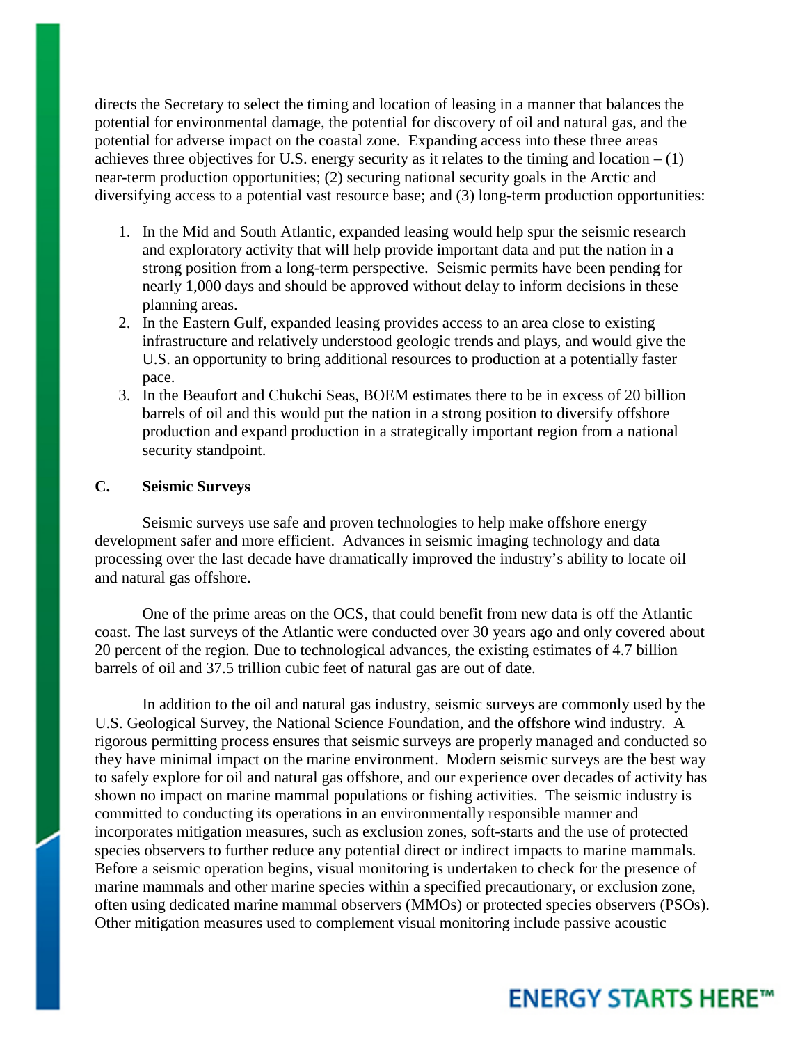directs the Secretary to select the timing and location of leasing in a manner that balances the potential for environmental damage, the potential for discovery of oil and natural gas, and the potential for adverse impact on the coastal zone. Expanding access into these three areas achieves three objectives for U.S. energy security as it relates to the timing and location – (1) near-term production opportunities; (2) securing national security goals in the Arctic and diversifying access to a potential vast resource base; and (3) long-term production opportunities:

1. In the Mid and South Atlantic, expanded leasing would help spur the seismic research and exploratory activity that will help provide important data and put the nation in a strong position from a long-term perspective. Seismic permits have been pending for nearly 1,000 days and should be approved without delay to inform decisions in these planning areas.
2. In the Eastern Gulf, expanded leasing provides access to an area close to existing infrastructure and relatively understood geologic trends and plays, and would give the U.S. an opportunity to bring additional resources to production at a potentially faster pace.
3. In the Beaufort and Chukchi Seas, BOEM estimates there to be in excess of 20 billion barrels of oil and this would put the nation in a strong position to diversify offshore production and expand production in a strategically important region from a national security standpoint.

**C. Seismic Surveys**

Seismic surveys use safe and proven technologies to help make offshore energy development safer and more efficient. Advances in seismic imaging technology and data processing over the last decade have dramatically improved the industry's ability to locate oil and natural gas offshore.

One of the prime areas on the OCS, that could benefit from new data is off the Atlantic coast. The last surveys of the Atlantic were conducted over 30 years ago and only covered about 20 percent of the region. Due to technological advances, the existing estimates of 4.7 billion barrels of oil and 37.5 trillion cubic feet of natural gas are out of date.

In addition to the oil and natural gas industry, seismic surveys are commonly used by the U.S. Geological Survey, the National Science Foundation, and the offshore wind industry. A rigorous permitting process ensures that seismic surveys are properly managed and conducted so they have minimal impact on the marine environment. Modern seismic surveys are the best way to safely explore for oil and natural gas offshore, and our experience over decades of activity has shown no impact on marine mammal populations or fishing activities. The seismic industry is committed to conducting its operations in an environmentally responsible manner and incorporates mitigation measures, such as exclusion zones, soft-starts and the use of protected species observers to further reduce any potential direct or indirect impacts to marine mammals. Before a seismic operation begins, visual monitoring is undertaken to check for the presence of marine mammals and other marine species within a specified precautionary, or exclusion zone, often using dedicated marine mammal observers (MMOs) or protected species observers (PSOs). Other mitigation measures used to complement visual monitoring include passive acoustic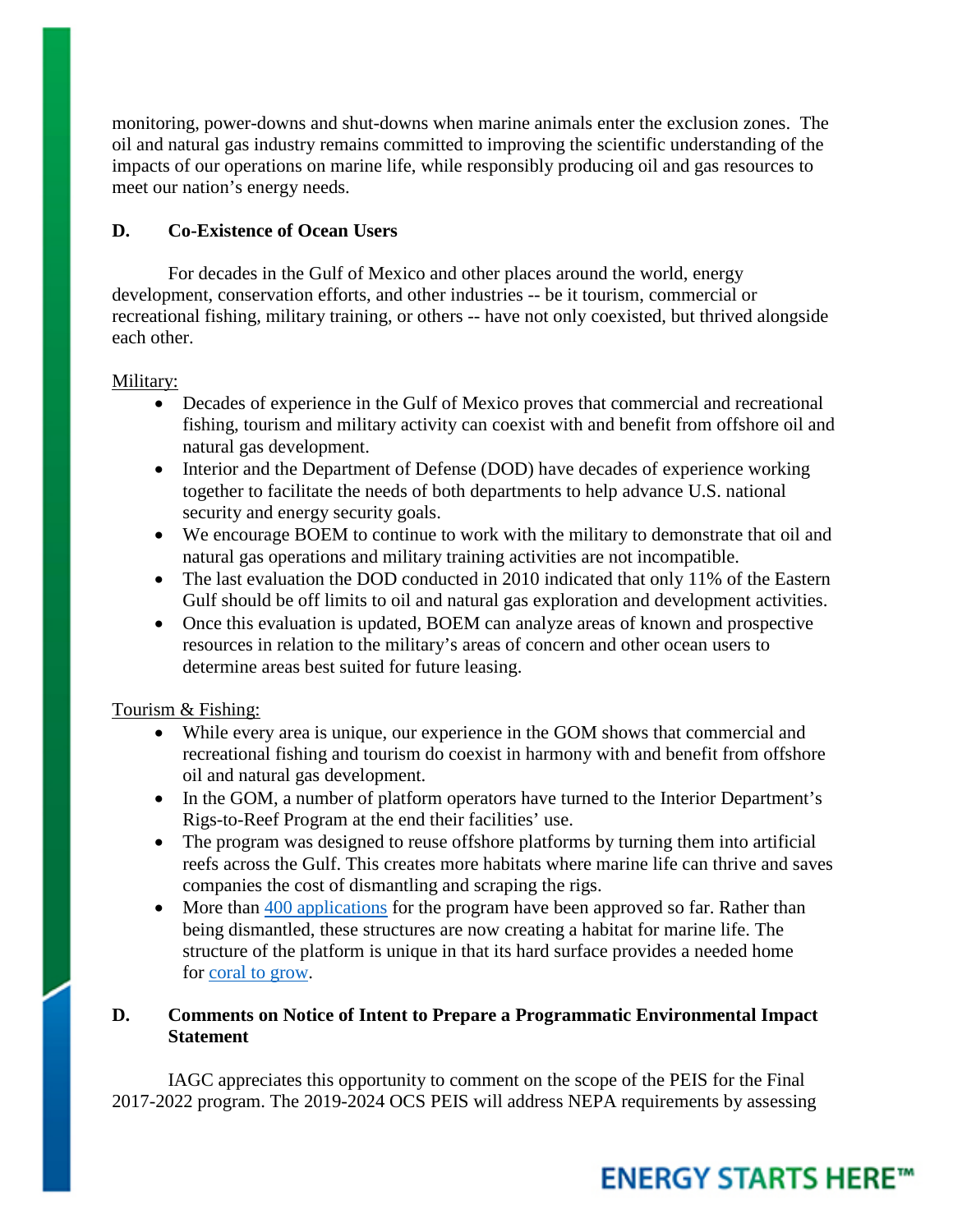monitoring, power-downs and shut-downs when marine animals enter the exclusion zones. The oil and natural gas industry remains committed to improving the scientific understanding of the impacts of our operations on marine life, while responsibly producing oil and gas resources to meet our nation's energy needs.

**D. Co-Existence of Ocean Users**

For decades in the Gulf of Mexico and other places around the world, energy development, conservation efforts, and other industries -- be it tourism, commercial or recreational fishing, military training, or others -- have not only coexisted, but thrived alongside each other.

Military:

- Decades of experience in the Gulf of Mexico proves that commercial and recreational fishing, tourism and military activity can coexist with and benefit from offshore oil and natural gas development.
- Interior and the Department of Defense (DOD) have decades of experience working together to facilitate the needs of both departments to help advance U.S. national security and energy security goals.
- We encourage BOEM to continue to work with the military to demonstrate that oil and natural gas operations and military training activities are not incompatible.
- The last evaluation the DOD conducted in 2010 indicated that only 11% of the Eastern Gulf should be off limits to oil and natural gas exploration and development activities.
- Once this evaluation is updated, BOEM can analyze areas of known and prospective resources in relation to the military's areas of concern and other ocean users to determine areas best suited for future leasing.

Tourism & Fishing:

- While every area is unique, our experience in the GOM shows that commercial and recreational fishing and tourism do coexist in harmony with and benefit from offshore oil and natural gas development.
- In the GOM, a number of platform operators have turned to the Interior Department's Rigs-to-Reef Program at the end their facilities' use.
- The program was designed to reuse offshore platforms by turning them into artificial reefs across the Gulf. This creates more habitats where marine life can thrive and saves companies the cost of dismantling and scraping the rigs.
- More than 400 applications for the program have been approved so far. Rather than being dismantled, these structures are now creating a habitat for marine life. The structure of the platform is unique in that its hard surface provides a needed home for coral to grow.

**D. Comments on Notice of Intent to Prepare a Programmatic Environmental Impact Statement**

IAGC appreciates this opportunity to comment on the scope of the PEIS for the Final 2017-2022 program. The 2019-2024 OCS PEIS will address NEPA requirements by assessing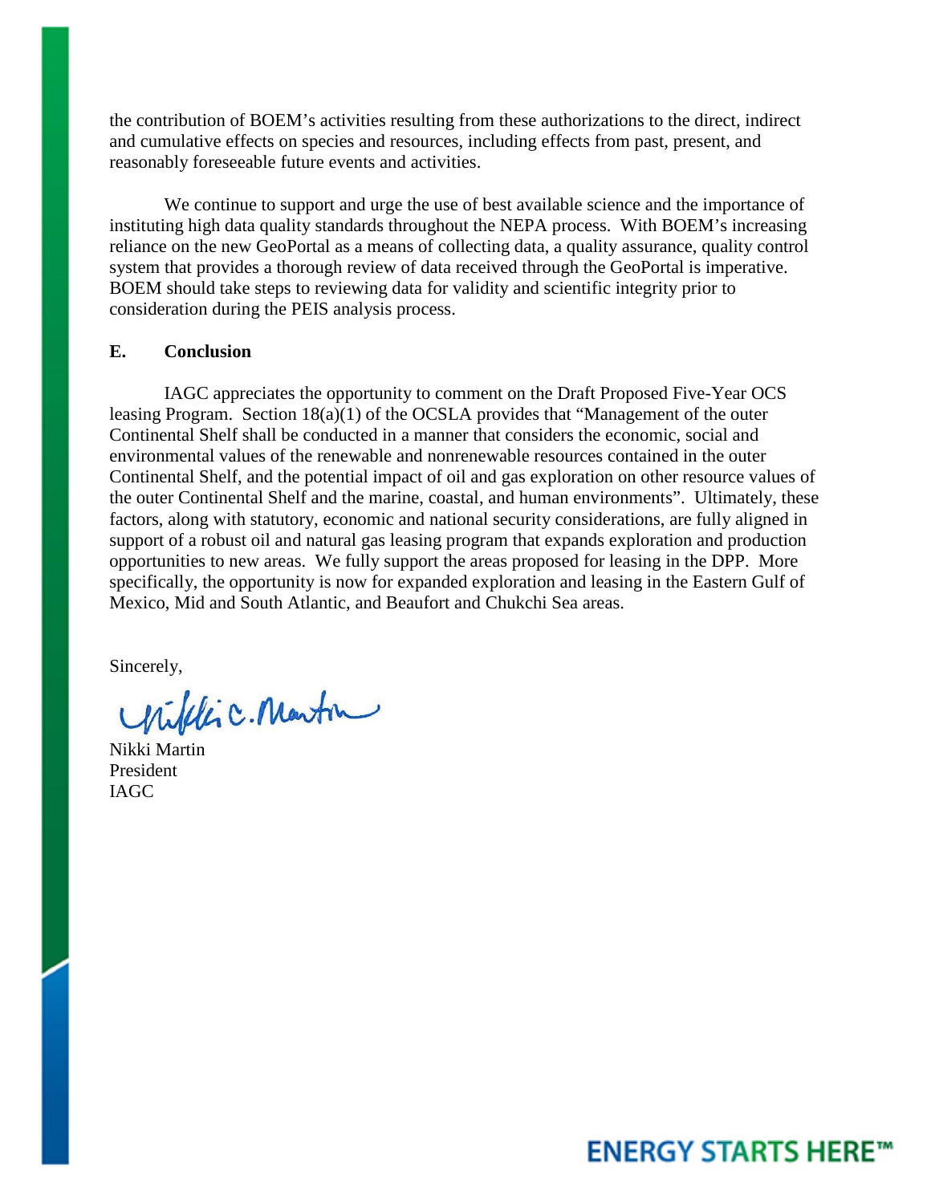the contribution of BOEM's activities resulting from these authorizations to the direct, indirect and cumulative effects on species and resources, including effects from past, present, and reasonably foreseeable future events and activities.

We continue to support and urge the use of best available science and the importance of instituting high data quality standards throughout the NEPA process. With BOEM's increasing reliance on the new GeoPortal as a means of collecting data, a quality assurance, quality control system that provides a thorough review of data received through the GeoPortal is imperative. BOEM should take steps to reviewing data for validity and scientific integrity prior to consideration during the PEIS analysis process.

**E. Conclusion**

IAGC appreciates the opportunity to comment on the Draft Proposed Five-Year OCS leasing Program. Section 18(a)(1) of the OCSLA provides that "Management of the outer Continental Shelf shall be conducted in a manner that considers the economic, social and environmental values of the renewable and nonrenewable resources contained in the outer Continental Shelf, and the potential impact of oil and gas exploration on other resource values of the outer Continental Shelf and the marine, coastal, and human environments". Ultimately, these factors, along with statutory, economic and national security considerations, are fully aligned in support of a robust oil and natural gas leasing program that expands exploration and production opportunities to new areas. We fully support the areas proposed for leasing in the DPP. More specifically, the opportunity is now for expanded exploration and leasing in the Eastern Gulf of Mexico, Mid and South Atlantic, and Beaufort and Chukchi Sea areas.

Sincerely,

Nikki C. Martin

Nikki Martin
President
IAGC

ENERGY STARTS HERE™